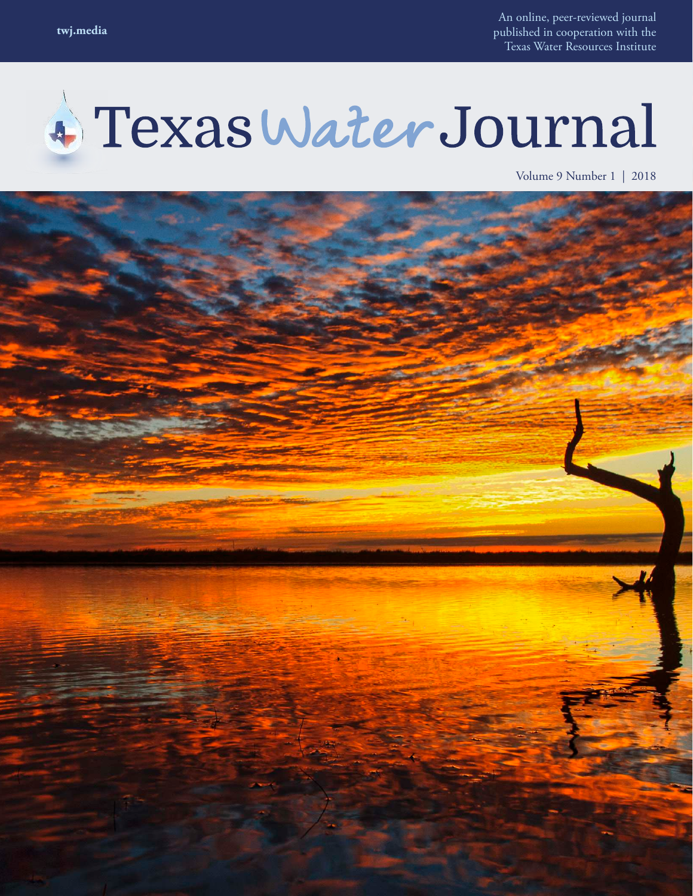twj.media

An online, peer-reviewed journal published in cooperation with the Texas Water Resources Institute

# Texas Water Journal

Volume 9 Number 1 | 2018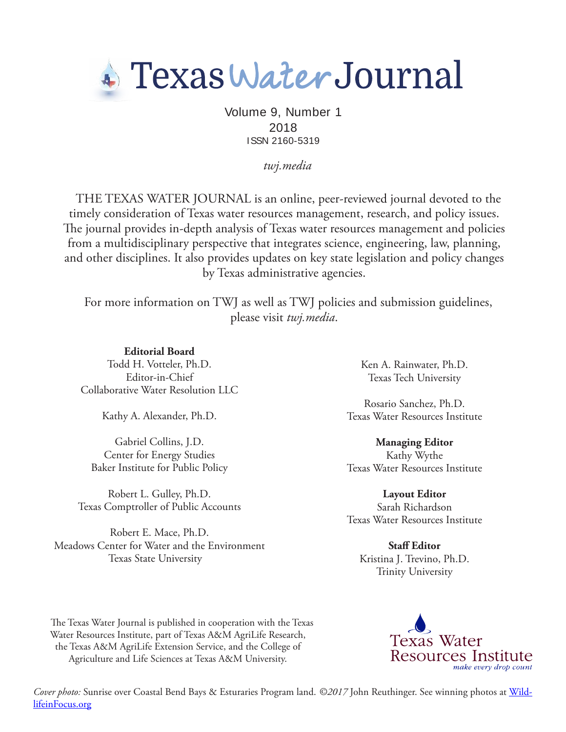# Texas Water Journal

Volume 9, Number 1
2018
ISSN 2160-5319

*twj.media*

THE TEXAS WATER JOURNAL is an online, peer-reviewed journal devoted to the timely consideration of Texas water resources management, research, and policy issues. The journal provides in-depth analysis of Texas water resources management and policies from a multidisciplinary perspective that integrates science, engineering, law, planning, and other disciplines. It also provides updates on key state legislation and policy changes by Texas administrative agencies.

For more information on TWJ as well as TWJ policies and submission guidelines, please visit *twj.media*.

**Editorial Board**
Todd H. Votteler, Ph.D.
Editor-in-Chief
Collaborative Water Resolution LLC

Kathy A. Alexander, Ph.D.

Gabriel Collins, J.D.
Center for Energy Studies
Baker Institute for Public Policy

Robert L. Gulley, Ph.D.
Texas Comptroller of Public Accounts

Robert E. Mace, Ph.D.
Meadows Center for Water and the Environment
Texas State University

Ken A. Rainwater, Ph.D.
Texas Tech University

Rosario Sanchez, Ph.D.
Texas Water Resources Institute

**Managing Editor**
Kathy Wythe
Texas Water Resources Institute

**Layout Editor**
Sarah Richardson
Texas Water Resources Institute

**Staff Editor**
Kristina J. Trevino, Ph.D.
Trinity University

The Texas Water Journal is published in cooperation with the Texas Water Resources Institute, part of Texas A&M AgriLife Research, the Texas A&M AgriLife Extension Service, and the College of Agriculture and Life Sciences at Texas A&M University.

Texas Water Resources Institute
*make every drop count*

*Cover photo:* Sunrise over Coastal Bend Bays & Esturaries Program land. *©2017* John Reuthinger. See winning photos at [WildlifeinFocus.org](WildlifeinFocus.org)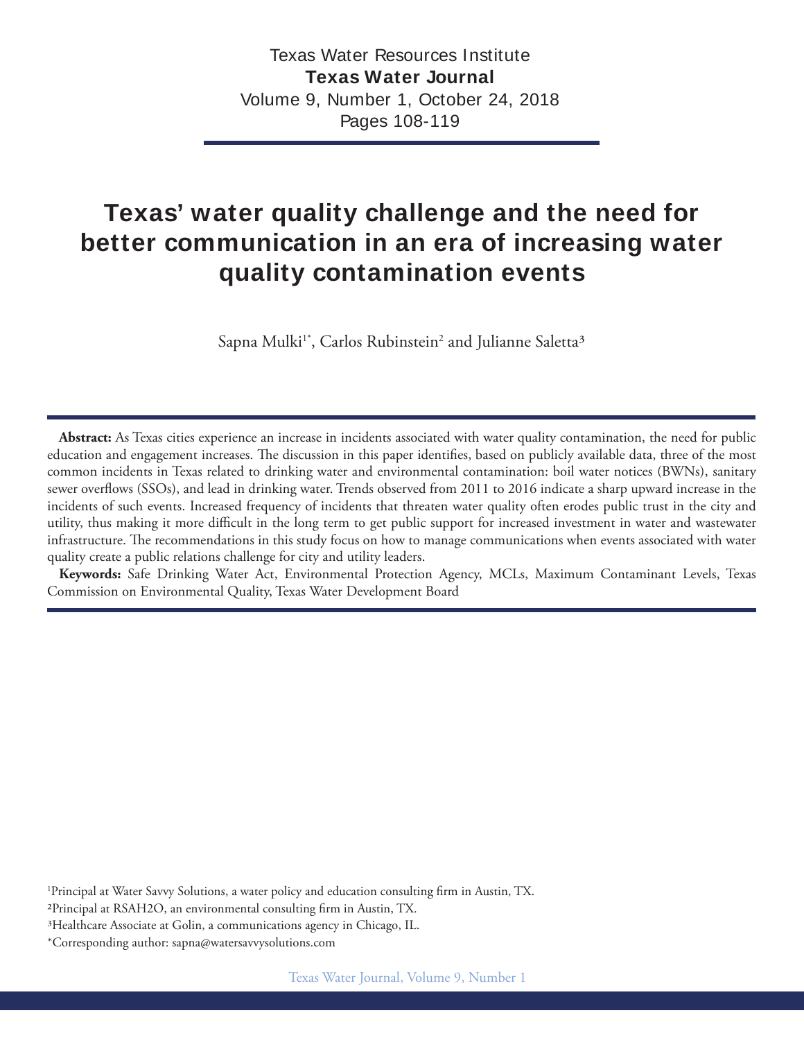# Texas' water quality challenge and the need for better communication in an era of increasing water quality contamination events

Sapna Mulki[1*], Carlos Rubinstein[2] and Julianne Saletta[3]

**Abstract:** As Texas cities experience an increase in incidents associated with water quality contamination, the need for public education and engagement increases. The discussion in this paper identifies, based on publicly available data, three of the most common incidents in Texas related to drinking water and environmental contamination: boil water notices (BWNs), sanitary sewer overflows (SSOs), and lead in drinking water. Trends observed from 2011 to 2016 indicate a sharp upward increase in the incidents of such events. Increased frequency of incidents that threaten water quality often erodes public trust in the city and utility, thus making it more difficult in the long term to get public support for increased investment in water and wastewater infrastructure. The recommendations in this study focus on how to manage communications when events associated with water quality create a public relations challenge for city and utility leaders.

**Keywords:** Safe Drinking Water Act, Environmental Protection Agency, MCLs, Maximum Contaminant Levels, Texas Commission on Environmental Quality, Texas Water Development Board

[1]Principal at Water Savvy Solutions, a water policy and education consulting firm in Austin, TX.

[2]Principal at RSAH2O, an environmental consulting firm in Austin, TX.

[3]Healthcare Associate at Golin, a communications agency in Chicago, IL.

*Corresponding author: sapna@watersavvysolutions.com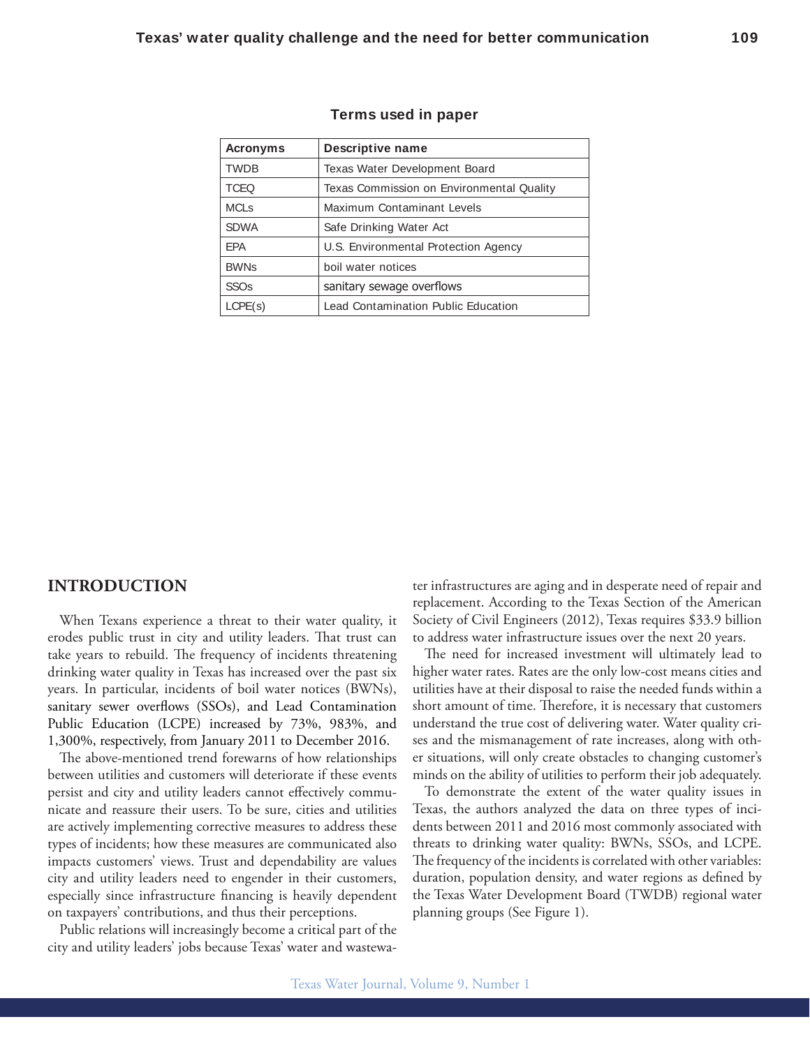**Terms used in paper**

| Acronyms | Descriptive name |
| --- | --- |
| TWDB | Texas Water Development Board |
| TCEQ | Texas Commission on Environmental Quality |
| MCLs | Maximum Contaminant Levels |
| SDWA | Safe Drinking Water Act |
| EPA | U.S. Environmental Protection Agency |
| BWNs | boil water notices |
| SSOs | sanitary sewage overflows |
| LCPE(s) | Lead Contamination Public Education |

## INTRODUCTION

When Texans experience a threat to their water quality, it erodes public trust in city and utility leaders. That trust can take years to rebuild. The frequency of incidents threatening drinking water quality in Texas has increased over the past six years. In particular, incidents of boil water notices (BWNs), sanitary sewer overflows (SSOs), and Lead Contamination Public Education (LCPE) increased by 73%, 983%, and 1,300%, respectively, from January 2011 to December 2016.

The above-mentioned trend forewarns of how relationships between utilities and customers will deteriorate if these events persist and city and utility leaders cannot effectively communicate and reassure their users. To be sure, cities and utilities are actively implementing corrective measures to address these types of incidents; how these measures are communicated also impacts customers' views. Trust and dependability are values city and utility leaders need to engender in their customers, especially since infrastructure financing is heavily dependent on taxpayers' contributions, and thus their perceptions.

Public relations will increasingly become a critical part of the city and utility leaders' jobs because Texas' water and wastewater infrastructures are aging and in desperate need of repair and replacement. According to the Texas Section of the American Society of Civil Engineers (2012), Texas requires $33.9 billion to address water infrastructure issues over the next 20 years.

The need for increased investment will ultimately lead to higher water rates. Rates are the only low-cost means cities and utilities have at their disposal to raise the needed funds within a short amount of time. Therefore, it is necessary that customers understand the true cost of delivering water. Water quality crises and the mismanagement of rate increases, along with other situations, will only create obstacles to changing customer's minds on the ability of utilities to perform their job adequately.

To demonstrate the extent of the water quality issues in Texas, the authors analyzed the data on three types of incidents between 2011 and 2016 most commonly associated with threats to drinking water quality: BWNs, SSOs, and LCPE. The frequency of the incidents is correlated with other variables: duration, population density, and water regions as defined by the Texas Water Development Board (TWDB) regional water planning groups (See Figure 1).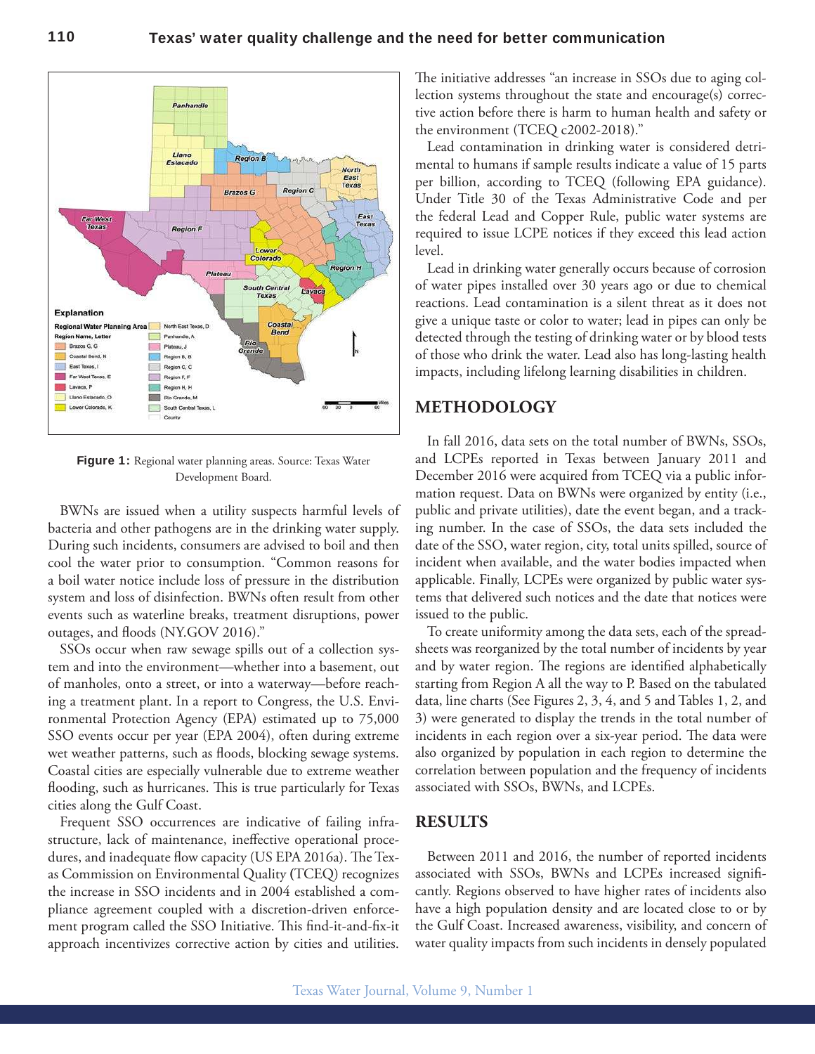**Figure 1:** Regional water planning areas. Source: Texas Water Development Board.

BWNs are issued when a utility suspects harmful levels of bacteria and other pathogens are in the drinking water supply. During such incidents, consumers are advised to boil and then cool the water prior to consumption. "Common reasons for a boil water notice include loss of pressure in the distribution system and loss of disinfection. BWNs often result from other events such as waterline breaks, treatment disruptions, power outages, and floods (NY.GOV 2016)."

SSOs occur when raw sewage spills out of a collection system and into the environment—whether into a basement, out of manholes, onto a street, or into a waterway—before reaching a treatment plant. In a report to Congress, the U.S. Environmental Protection Agency (EPA) estimated up to 75,000 SSO events occur per year (EPA 2004), often during extreme wet weather patterns, such as floods, blocking sewage systems. Coastal cities are especially vulnerable due to extreme weather flooding, such as hurricanes. This is true particularly for Texas cities along the Gulf Coast.

Frequent SSO occurrences are indicative of failing infrastructure, lack of maintenance, ineffective operational procedures, and inadequate flow capacity (US EPA 2016a). The Texas Commission on Environmental Quality (TCEQ) recognizes the increase in SSO incidents and in 2004 established a compliance agreement coupled with a discretion-driven enforcement program called the SSO Initiative. This find-it-and-fix-it approach incentivizes corrective action by cities and utilities. The initiative addresses "an increase in SSOs due to aging collection systems throughout the state and encourage(s) corrective action before there is harm to human health and safety or the environment (TCEQ c2002-2018)."

Lead contamination in drinking water is considered detrimental to humans if sample results indicate a value of 15 parts per billion, according to TCEQ (following EPA guidance). Under Title 30 of the Texas Administrative Code and per the federal Lead and Copper Rule, public water systems are required to issue LCPE notices if they exceed this lead action level.

Lead in drinking water generally occurs because of corrosion of water pipes installed over 30 years ago or due to chemical reactions. Lead contamination is a silent threat as it does not give a unique taste or color to water; lead in pipes can only be detected through the testing of drinking water or by blood tests of those who drink the water. Lead also has long-lasting health impacts, including lifelong learning disabilities in children.

## METHODOLOGY

In fall 2016, data sets on the total number of BWNs, SSOs, and LCPEs reported in Texas between January 2011 and December 2016 were acquired from TCEQ via a public information request. Data on BWNs were organized by entity (i.e., public and private utilities), date the event began, and a tracking number. In the case of SSOs, the data sets included the date of the SSO, water region, city, total units spilled, source of incident when available, and the water bodies impacted when applicable. Finally, LCPEs were organized by public water systems that delivered such notices and the date that notices were issued to the public.

To create uniformity among the data sets, each of the spreadsheets was reorganized by the total number of incidents by year and by water region. The regions are identified alphabetically starting from Region A all the way to P. Based on the tabulated data, line charts (See Figures 2, 3, 4, and 5 and Tables 1, 2, and 3) were generated to display the trends in the total number of incidents in each region over a six-year period. The data were also organized by population in each region to determine the correlation between population and the frequency of incidents associated with SSOs, BWNs, and LCPEs.

## RESULTS

Between 2011 and 2016, the number of reported incidents associated with SSOs, BWNs and LCPEs increased significantly. Regions observed to have higher rates of incidents also have a high population density and are located close to or by the Gulf Coast. Increased awareness, visibility, and concern of water quality impacts from such incidents in densely populated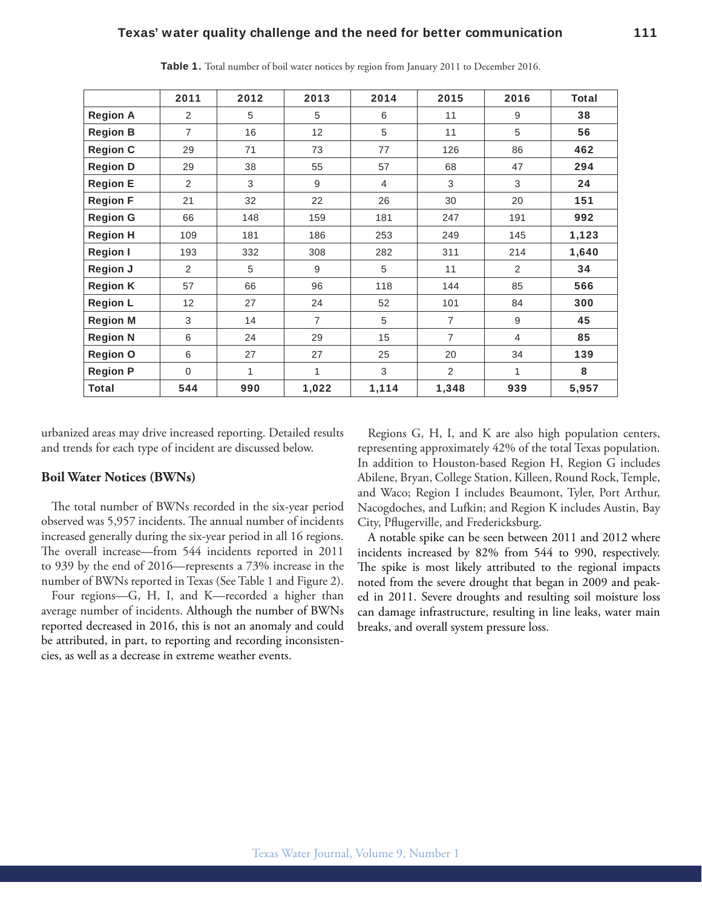**Table 1.** Total number of boil water notices by region from January 2011 to December 2016.

| | 2011 | 2012 | 2013 | 2014 | 2015 | 2016 | Total |
|---|---|---|---|---|---|---|---|
| **Region A** | 2 | 5 | 5 | 6 | 11 | 9 | **38** |
| **Region B** | 7 | 16 | 12 | 5 | 11 | 5 | **56** |
| **Region C** | 29 | 71 | 73 | 77 | 126 | 86 | **462** |
| **Region D** | 29 | 38 | 55 | 57 | 68 | 47 | **294** |
| **Region E** | 2 | 3 | 9 | 4 | 3 | 3 | **24** |
| **Region F** | 21 | 32 | 22 | 26 | 30 | 20 | **151** |
| **Region G** | 66 | 148 | 159 | 181 | 247 | 191 | **992** |
| **Region H** | 109 | 181 | 186 | 253 | 249 | 145 | **1,123** |
| **Region I** | 193 | 332 | 308 | 282 | 311 | 214 | **1,640** |
| **Region J** | 2 | 5 | 9 | 5 | 11 | 2 | **34** |
| **Region K** | 57 | 66 | 96 | 118 | 144 | 85 | **566** |
| **Region L** | 12 | 27 | 24 | 52 | 101 | 84 | **300** |
| **Region M** | 3 | 14 | 7 | 5 | 7 | 9 | **45** |
| **Region N** | 6 | 24 | 29 | 15 | 7 | 4 | **85** |
| **Region O** | 6 | 27 | 27 | 25 | 20 | 34 | **139** |
| **Region P** | 0 | 1 | 1 | 3 | 2 | 1 | **8** |
| **Total** | **544** | **990** | **1,022** | **1,114** | **1,348** | **939** | **5,957** |

urbanized areas may drive increased reporting. Detailed results and trends for each type of incident are discussed below.

## Boil Water Notices (BWNs)

The total number of BWNs recorded in the six-year period observed was 5,957 incidents. The annual number of incidents increased generally during the six-year period in all 16 regions. The overall increase—from 544 incidents reported in 2011 to 939 by the end of 2016—represents a 73% increase in the number of BWNs reported in Texas (See Table 1 and Figure 2).

Four regions—G, H, I, and K—recorded a higher than average number of incidents. Although the number of BWNs reported decreased in 2016, this is not an anomaly and could be attributed, in part, to reporting and recording inconsistencies, as well as a decrease in extreme weather events.

Regions G, H, I, and K are also high population centers, representing approximately 42% of the total Texas population. In addition to Houston-based Region H, Region G includes Abilene, Bryan, College Station, Killeen, Round Rock, Temple, and Waco; Region I includes Beaumont, Tyler, Port Arthur, Nacogdoches, and Lufkin; and Region K includes Austin, Bay City, Pflugerville, and Fredericksburg.

A notable spike can be seen between 2011 and 2012 where incidents increased by 82% from 544 to 990, respectively. The spike is most likely attributed to the regional impacts noted from the severe drought that began in 2009 and peaked in 2011. Severe droughts and resulting soil moisture loss can damage infrastructure, resulting in line leaks, water main breaks, and overall system pressure loss.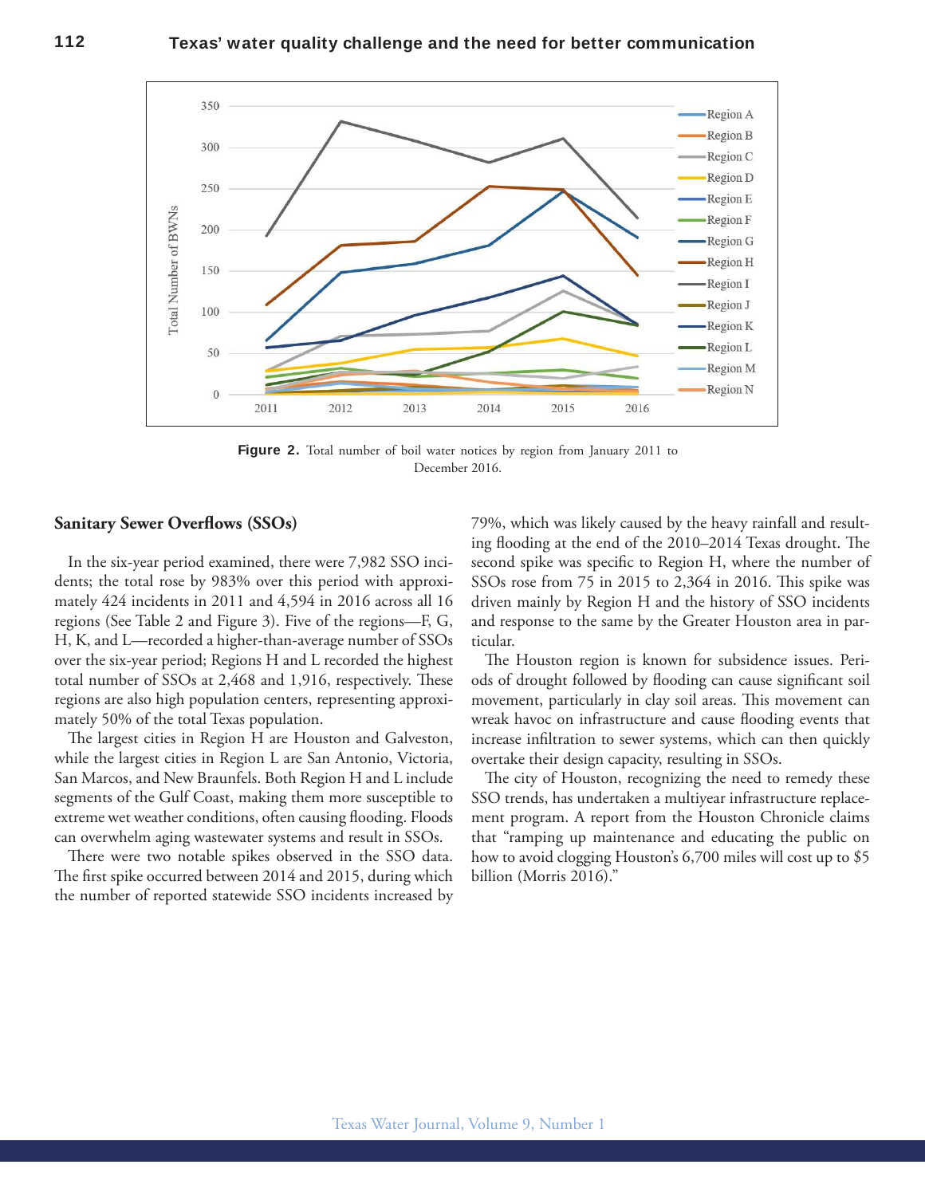Figure 2. Total number of boil water notices by region from January 2011 to December 2016.

### Sanitary Sewer Overflows (SSOs)

In the six-year period examined, there were 7,982 SSO incidents; the total rose by 983% over this period with approximately 424 incidents in 2011 and 4,594 in 2016 across all 16 regions (See Table 2 and Figure 3). Five of the regions—F, G, H, K, and L—recorded a higher-than-average number of SSOs over the six-year period; Regions H and L recorded the highest total number of SSOs at 2,468 and 1,916, respectively. These regions are also high population centers, representing approximately 50% of the total Texas population.

The largest cities in Region H are Houston and Galveston, while the largest cities in Region L are San Antonio, Victoria, San Marcos, and New Braunfels. Both Region H and L include segments of the Gulf Coast, making them more susceptible to extreme wet weather conditions, often causing flooding. Floods can overwhelm aging wastewater systems and result in SSOs.

There were two notable spikes observed in the SSO data. The first spike occurred between 2014 and 2015, during which the number of reported statewide SSO incidents increased by 79%, which was likely caused by the heavy rainfall and resulting flooding at the end of the 2010–2014 Texas drought. The second spike was specific to Region H, where the number of SSOs rose from 75 in 2015 to 2,364 in 2016. This spike was driven mainly by Region H and the history of SSO incidents and response to the same by the Greater Houston area in particular.

The Houston region is known for subsidence issues. Periods of drought followed by flooding can cause significant soil movement, particularly in clay soil areas. This movement can wreak havoc on infrastructure and cause flooding events that increase infiltration to sewer systems, which can then quickly overtake their design capacity, resulting in SSOs.

The city of Houston, recognizing the need to remedy these SSO trends, has undertaken a multiyear infrastructure replacement program. A report from the Houston Chronicle claims that "ramping up maintenance and educating the public on how to avoid clogging Houston's 6,700 miles will cost up to $5 billion (Morris 2016)."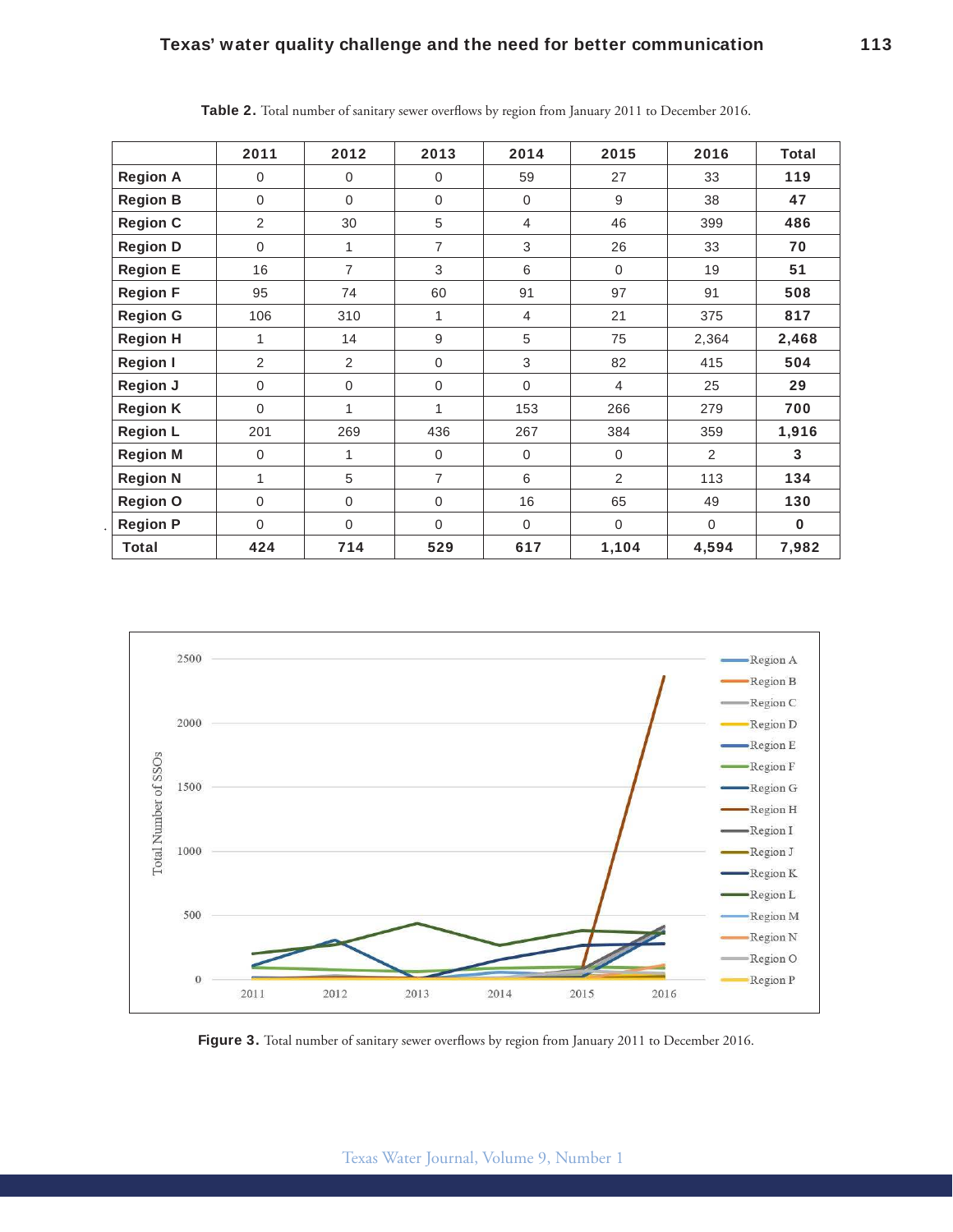**Table 2.** Total number of sanitary sewer overflows by region from January 2011 to December 2016.

| | 2011 | 2012 | 2013 | 2014 | 2015 | 2016 | Total |
|---|---|---|---|---|---|---|---|
| **Region A** | 0 | 0 | 0 | 59 | 27 | 33 | **119** |
| **Region B** | 0 | 0 | 0 | 0 | 9 | 38 | **47** |
| **Region C** | 2 | 30 | 5 | 4 | 46 | 399 | **486** |
| **Region D** | 0 | 1 | 7 | 3 | 26 | 33 | **70** |
| **Region E** | 16 | 7 | 3 | 6 | 0 | 19 | **51** |
| **Region F** | 95 | 74 | 60 | 91 | 97 | 91 | **508** |
| **Region G** | 106 | 310 | 1 | 4 | 21 | 375 | **817** |
| **Region H** | 1 | 14 | 9 | 5 | 75 | 2,364 | **2,468** |
| **Region I** | 2 | 2 | 0 | 3 | 82 | 415 | **504** |
| **Region J** | 0 | 0 | 0 | 0 | 4 | 25 | **29** |
| **Region K** | 0 | 1 | 1 | 153 | 266 | 279 | **700** |
| **Region L** | 201 | 269 | 436 | 267 | 384 | 359 | **1,916** |
| **Region M** | 0 | 1 | 0 | 0 | 0 | 2 | **3** |
| **Region N** | 1 | 5 | 7 | 6 | 2 | 113 | **134** |
| **Region O** | 0 | 0 | 0 | 16 | 65 | 49 | **130** |
| **Region P** | 0 | 0 | 0 | 0 | 0 | 0 | **0** |
| **Total** | **424** | **714** | **529** | **617** | **1,104** | **4,594** | **7,982** |

**Figure 3.** Total number of sanitary sewer overflows by region from January 2011 to December 2016.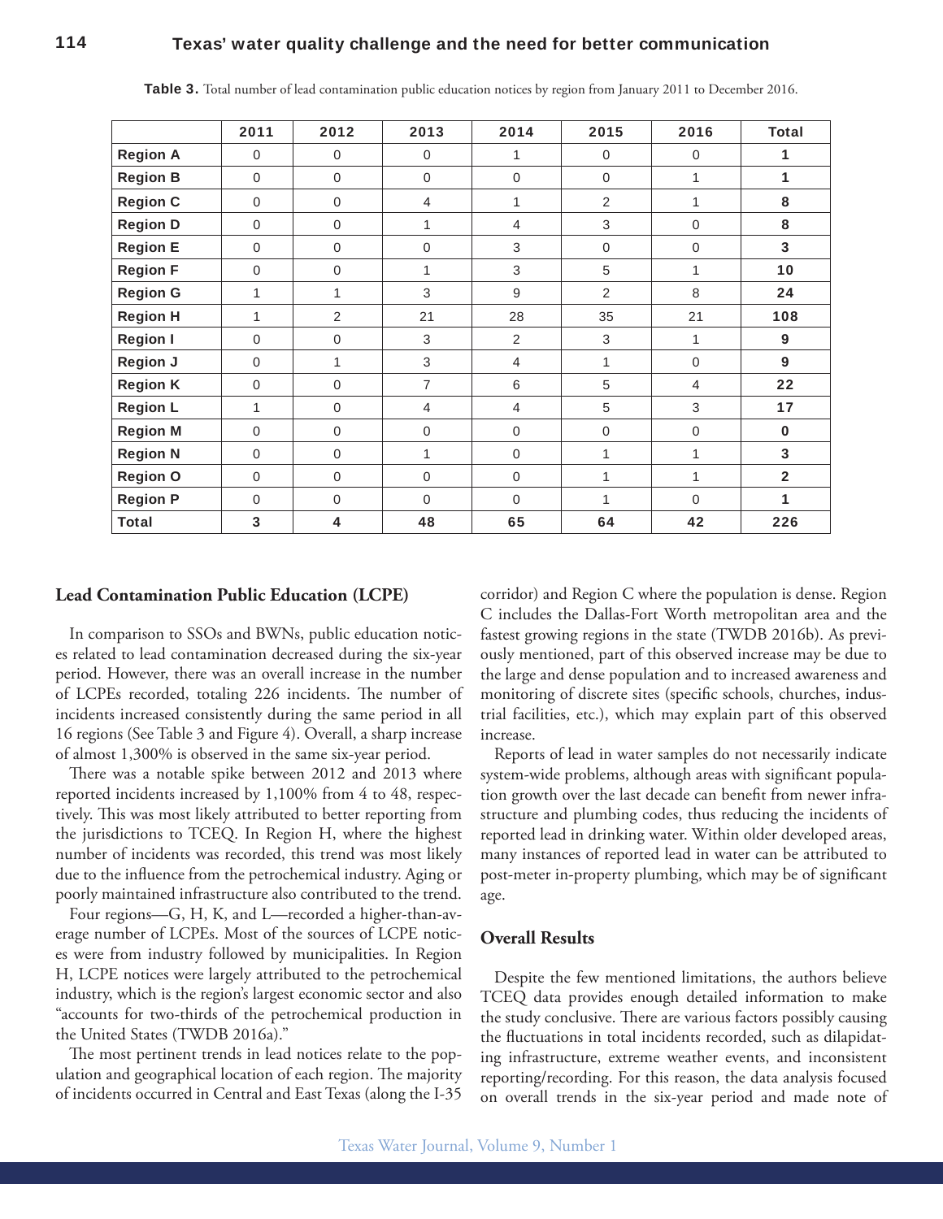**Table 3.** Total number of lead contamination public education notices by region from January 2011 to December 2016.

| | 2011 | 2012 | 2013 | 2014 | 2015 | 2016 | Total |
|---|---|---|---|---|---|---|---|
| **Region A** | 0 | 0 | 0 | 1 | 0 | 0 | **1** |
| **Region B** | 0 | 0 | 0 | 0 | 0 | 1 | **1** |
| **Region C** | 0 | 0 | 4 | 1 | 2 | 1 | **8** |
| **Region D** | 0 | 0 | 1 | 4 | 3 | 0 | **8** |
| **Region E** | 0 | 0 | 0 | 3 | 0 | 0 | **3** |
| **Region F** | 0 | 0 | 1 | 3 | 5 | 1 | **10** |
| **Region G** | 1 | 1 | 3 | 9 | 2 | 8 | **24** |
| **Region H** | 1 | 2 | 21 | 28 | 35 | 21 | **108** |
| **Region I** | 0 | 0 | 3 | 2 | 3 | 1 | **9** |
| **Region J** | 0 | 1 | 3 | 4 | 1 | 0 | **9** |
| **Region K** | 0 | 0 | 7 | 6 | 5 | 4 | **22** |
| **Region L** | 1 | 0 | 4 | 4 | 5 | 3 | **17** |
| **Region M** | 0 | 0 | 0 | 0 | 0 | 0 | **0** |
| **Region N** | 0 | 0 | 1 | 0 | 1 | 1 | **3** |
| **Region O** | 0 | 0 | 0 | 0 | 1 | 1 | **2** |
| **Region P** | 0 | 0 | 0 | 0 | 1 | 0 | **1** |
| **Total** | **3** | **4** | **48** | **65** | **64** | **42** | **226** |

### Lead Contamination Public Education (LCPE)

In comparison to SSOs and BWNs, public education notices related to lead contamination decreased during the six-year period. However, there was an overall increase in the number of LCPEs recorded, totaling 226 incidents. The number of incidents increased consistently during the same period in all 16 regions (See Table 3 and Figure 4). Overall, a sharp increase of almost 1,300% is observed in the same six-year period.

There was a notable spike between 2012 and 2013 where reported incidents increased by 1,100% from 4 to 48, respectively. This was most likely attributed to better reporting from the jurisdictions to TCEQ. In Region H, where the highest number of incidents was recorded, this trend was most likely due to the influence from the petrochemical industry. Aging or poorly maintained infrastructure also contributed to the trend.

Four regions—G, H, K, and L—recorded a higher-than-average number of LCPEs. Most of the sources of LCPE notices were from industry followed by municipalities. In Region H, LCPE notices were largely attributed to the petrochemical industry, which is the region's largest economic sector and also "accounts for two-thirds of the petrochemical production in the United States (TWDB 2016a)."

The most pertinent trends in lead notices relate to the population and geographical location of each region. The majority of incidents occurred in Central and East Texas (along the I-35 corridor) and Region C where the population is dense. Region C includes the Dallas-Fort Worth metropolitan area and the fastest growing regions in the state (TWDB 2016b). As previously mentioned, part of this observed increase may be due to the large and dense population and to increased awareness and monitoring of discrete sites (specific schools, churches, industrial facilities, etc.), which may explain part of this observed increase.

Reports of lead in water samples do not necessarily indicate system-wide problems, although areas with significant population growth over the last decade can benefit from newer infrastructure and plumbing codes, thus reducing the incidents of reported lead in drinking water. Within older developed areas, many instances of reported lead in water can be attributed to post-meter in-property plumbing, which may be of significant age.

### Overall Results

Despite the few mentioned limitations, the authors believe TCEQ data provides enough detailed information to make the study conclusive. There are various factors possibly causing the fluctuations in total incidents recorded, such as dilapidating infrastructure, extreme weather events, and inconsistent reporting/recording. For this reason, the data analysis focused on overall trends in the six-year period and made note of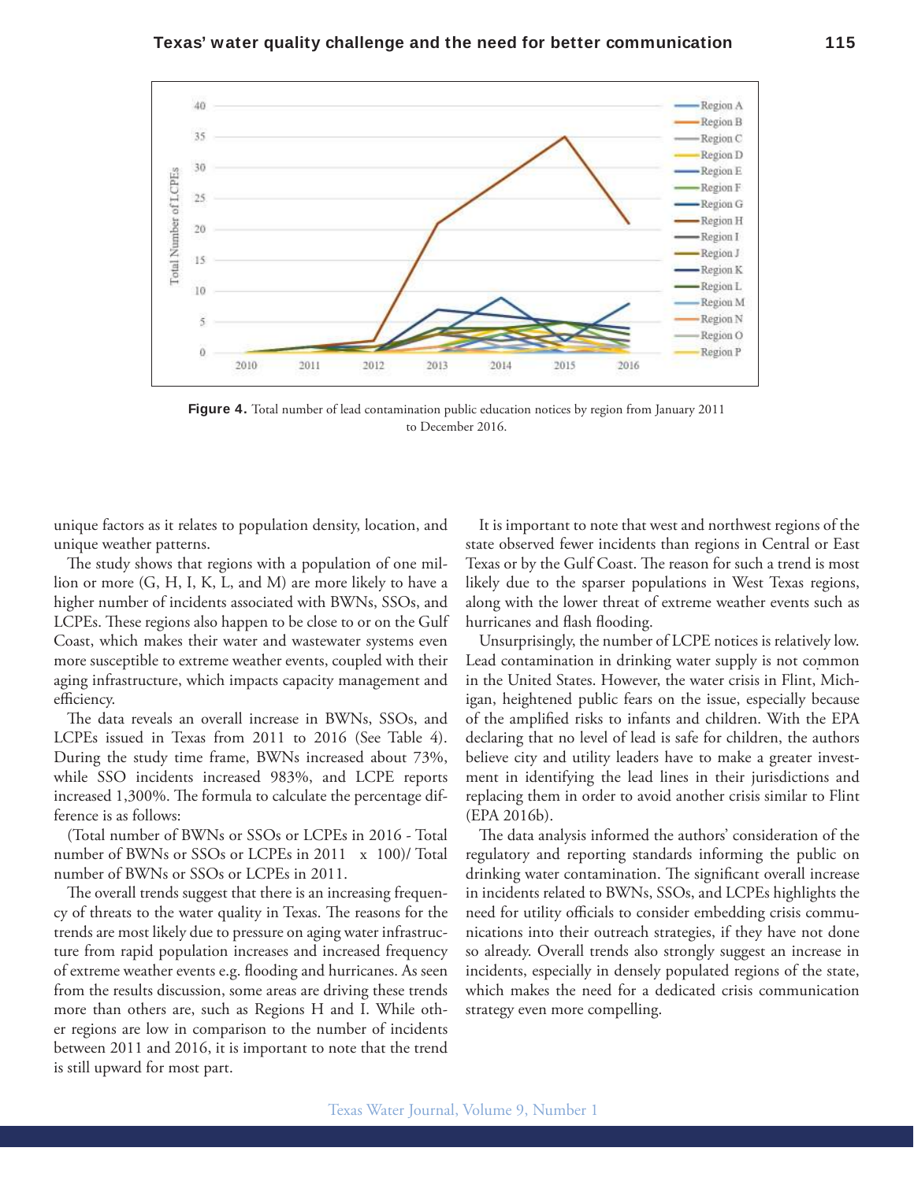**Figure 4.** Total number of lead contamination public education notices by region from January 2011 to December 2016.

unique factors as it relates to population density, location, and unique weather patterns.

The study shows that regions with a population of one million or more (G, H, I, K, L, and M) are more likely to have a higher number of incidents associated with BWNs, SSOs, and LCPEs. These regions also happen to be close to or on the Gulf Coast, which makes their water and wastewater systems even more susceptible to extreme weather events, coupled with their aging infrastructure, which impacts capacity management and efficiency.

The data reveals an overall increase in BWNs, SSOs, and LCPEs issued in Texas from 2011 to 2016 (See Table 4). During the study time frame, BWNs increased about 73%, while SSO incidents increased 983%, and LCPE reports increased 1,300%. The formula to calculate the percentage difference is as follows:

(Total number of BWNs or SSOs or LCPEs in 2016 - Total number of BWNs or SSOs or LCPEs in 2011 x 100)/ Total number of BWNs or SSOs or LCPEs in 2011.

The overall trends suggest that there is an increasing frequency of threats to the water quality in Texas. The reasons for the trends are most likely due to pressure on aging water infrastructure from rapid population increases and increased frequency of extreme weather events e.g. flooding and hurricanes. As seen from the results discussion, some areas are driving these trends more than others are, such as Regions H and I. While other regions are low in comparison to the number of incidents between 2011 and 2016, it is important to note that the trend is still upward for most part.

It is important to note that west and northwest regions of the state observed fewer incidents than regions in Central or East Texas or by the Gulf Coast. The reason for such a trend is most likely due to the sparser populations in West Texas regions, along with the lower threat of extreme weather events such as hurricanes and flash flooding.

Unsurprisingly, the number of LCPE notices is relatively low. Lead contamination in drinking water supply is not common in the United States. However, the water crisis in Flint, Michigan, heightened public fears on the issue, especially because of the amplified risks to infants and children. With the EPA declaring that no level of lead is safe for children, the authors believe city and utility leaders have to make a greater investment in identifying the lead lines in their jurisdictions and replacing them in order to avoid another crisis similar to Flint (EPA 2016b).

The data analysis informed the authors' consideration of the regulatory and reporting standards informing the public on drinking water contamination. The significant overall increase in incidents related to BWNs, SSOs, and LCPEs highlights the need for utility officials to consider embedding crisis communications into their outreach strategies, if they have not done so already. Overall trends also strongly suggest an increase in incidents, especially in densely populated regions of the state, which makes the need for a dedicated crisis communication strategy even more compelling.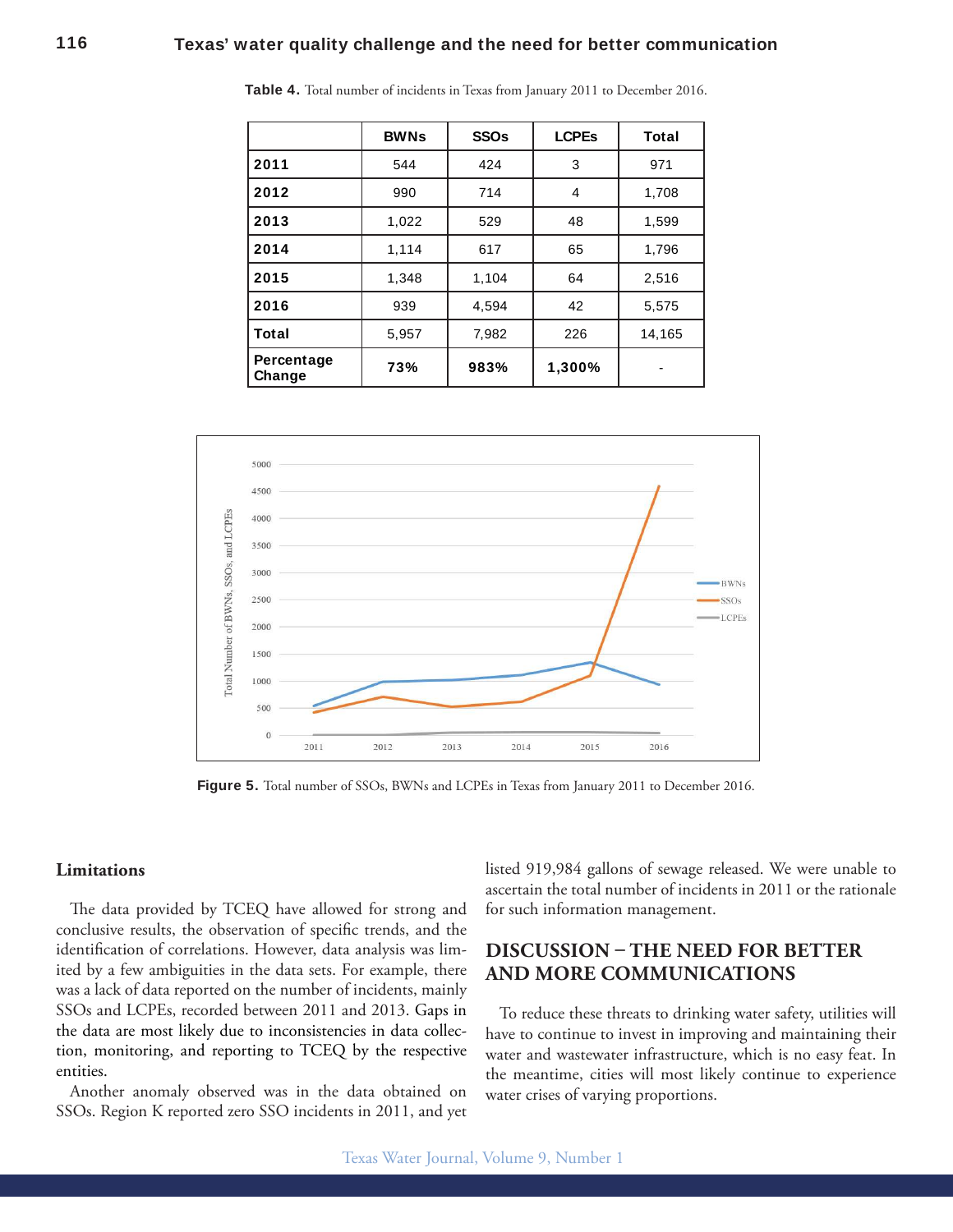**Table 4.** Total number of incidents in Texas from January 2011 to December 2016.

| | BWNs | SSOs | LCPEs | Total |
|---|---|---|---|---|
| **2011** | 544 | 424 | 3 | 971 |
| **2012** | 990 | 714 | 4 | 1,708 |
| **2013** | 1,022 | 529 | 48 | 1,599 |
| **2014** | 1,114 | 617 | 65 | 1,796 |
| **2015** | 1,348 | 1,104 | 64 | 2,516 |
| **2016** | 939 | 4,594 | 42 | 5,575 |
| **Total** | 5,957 | 7,982 | 226 | 14,165 |
| **Percentage Change** | **73%** | **983%** | **1,300%** | - |

**Figure 5.** Total number of SSOs, BWNs and LCPEs in Texas from January 2011 to December 2016.

## Limitations

The data provided by TCEQ have allowed for strong and conclusive results, the observation of specific trends, and the identification of correlations. However, data analysis was limited by a few ambiguities in the data sets. For example, there was a lack of data reported on the number of incidents, mainly SSOs and LCPEs, recorded between 2011 and 2013. Gaps in the data are most likely due to inconsistencies in data collection, monitoring, and reporting to TCEQ by the respective entities.

Another anomaly observed was in the data obtained on SSOs. Region K reported zero SSO incidents in 2011, and yet listed 919,984 gallons of sewage released. We were unable to ascertain the total number of incidents in 2011 or the rationale for such information management.

## DISCUSSION – THE NEED FOR BETTER AND MORE COMMUNICATIONS

To reduce these threats to drinking water safety, utilities will have to continue to invest in improving and maintaining their water and wastewater infrastructure, which is no easy feat. In the meantime, cities will most likely continue to experience water crises of varying proportions.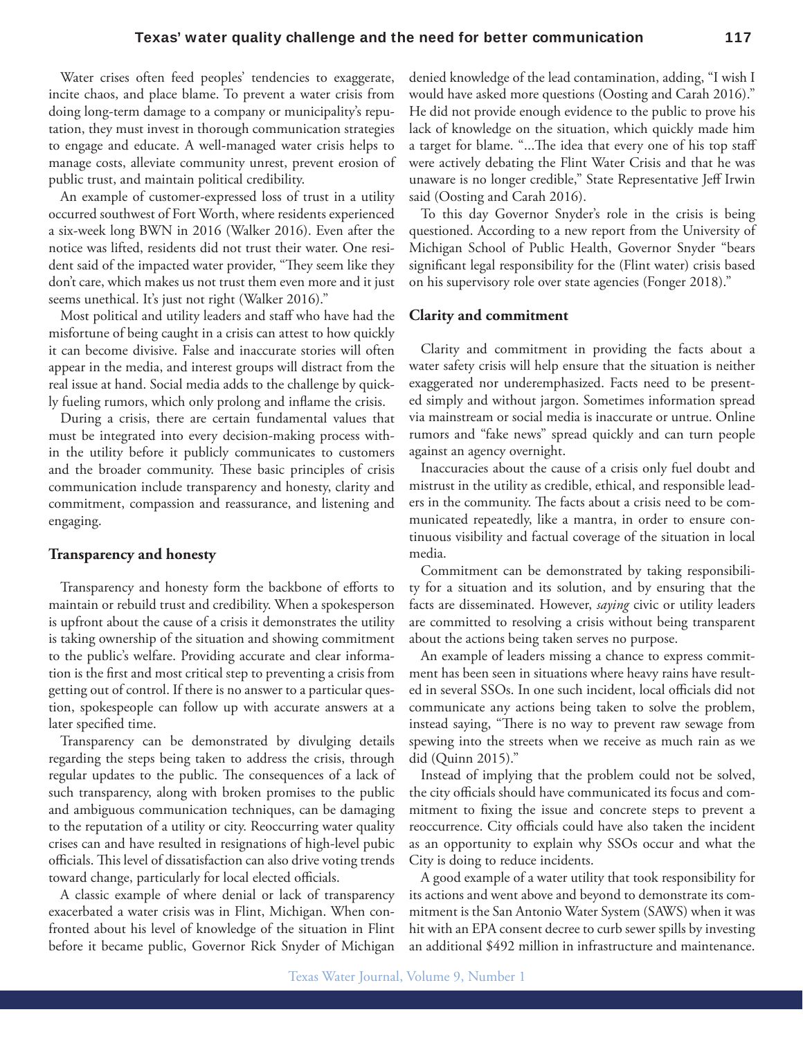Water crises often feed peoples' tendencies to exaggerate, incite chaos, and place blame. To prevent a water crisis from doing long-term damage to a company or municipality's reputation, they must invest in thorough communication strategies to engage and educate. A well-managed water crisis helps to manage costs, alleviate community unrest, prevent erosion of public trust, and maintain political credibility.

An example of customer-expressed loss of trust in a utility occurred southwest of Fort Worth, where residents experienced a six-week long BWN in 2016 (Walker 2016). Even after the notice was lifted, residents did not trust their water. One resident said of the impacted water provider, "They seem like they don't care, which makes us not trust them even more and it just seems unethical. It's just not right (Walker 2016)."

Most political and utility leaders and staff who have had the misfortune of being caught in a crisis can attest to how quickly it can become divisive. False and inaccurate stories will often appear in the media, and interest groups will distract from the real issue at hand. Social media adds to the challenge by quickly fueling rumors, which only prolong and inflame the crisis.

During a crisis, there are certain fundamental values that must be integrated into every decision-making process within the utility before it publicly communicates to customers and the broader community. These basic principles of crisis communication include transparency and honesty, clarity and commitment, compassion and reassurance, and listening and engaging.

### Transparency and honesty

Transparency and honesty form the backbone of efforts to maintain or rebuild trust and credibility. When a spokesperson is upfront about the cause of a crisis it demonstrates the utility is taking ownership of the situation and showing commitment to the public's welfare. Providing accurate and clear information is the first and most critical step to preventing a crisis from getting out of control. If there is no answer to a particular question, spokespeople can follow up with accurate answers at a later specified time.

Transparency can be demonstrated by divulging details regarding the steps being taken to address the crisis, through regular updates to the public. The consequences of a lack of such transparency, along with broken promises to the public and ambiguous communication techniques, can be damaging to the reputation of a utility or city. Reoccurring water quality crises can and have resulted in resignations of high-level pubic officials. This level of dissatisfaction can also drive voting trends toward change, particularly for local elected officials.

A classic example of where denial or lack of transparency exacerbated a water crisis was in Flint, Michigan. When confronted about his level of knowledge of the situation in Flint before it became public, Governor Rick Snyder of Michigan denied knowledge of the lead contamination, adding, "I wish I would have asked more questions (Oosting and Carah 2016)." He did not provide enough evidence to the public to prove his lack of knowledge on the situation, which quickly made him a target for blame. "…The idea that every one of his top staff were actively debating the Flint Water Crisis and that he was unaware is no longer credible," State Representative Jeff Irwin said (Oosting and Carah 2016).

To this day Governor Snyder's role in the crisis is being questioned. According to a new report from the University of Michigan School of Public Health, Governor Snyder "bears significant legal responsibility for the (Flint water) crisis based on his supervisory role over state agencies (Fonger 2018)."

### Clarity and commitment

Clarity and commitment in providing the facts about a water safety crisis will help ensure that the situation is neither exaggerated nor underemphasized. Facts need to be presented simply and without jargon. Sometimes information spread via mainstream or social media is inaccurate or untrue. Online rumors and "fake news" spread quickly and can turn people against an agency overnight.

Inaccuracies about the cause of a crisis only fuel doubt and mistrust in the utility as credible, ethical, and responsible leaders in the community. The facts about a crisis need to be communicated repeatedly, like a mantra, in order to ensure continuous visibility and factual coverage of the situation in local media.

Commitment can be demonstrated by taking responsibility for a situation and its solution, and by ensuring that the facts are disseminated. However, *saying* civic or utility leaders are committed to resolving a crisis without being transparent about the actions being taken serves no purpose.

An example of leaders missing a chance to express commitment has been seen in situations where heavy rains have resulted in several SSOs. In one such incident, local officials did not communicate any actions being taken to solve the problem, instead saying, "There is no way to prevent raw sewage from spewing into the streets when we receive as much rain as we did (Quinn 2015)."

Instead of implying that the problem could not be solved, the city officials should have communicated its focus and commitment to fixing the issue and concrete steps to prevent a reoccurrence. City officials could have also taken the incident as an opportunity to explain why SSOs occur and what the City is doing to reduce incidents.

A good example of a water utility that took responsibility for its actions and went above and beyond to demonstrate its commitment is the San Antonio Water System (SAWS) when it was hit with an EPA consent decree to curb sewer spills by investing an additional $492 million in infrastructure and maintenance.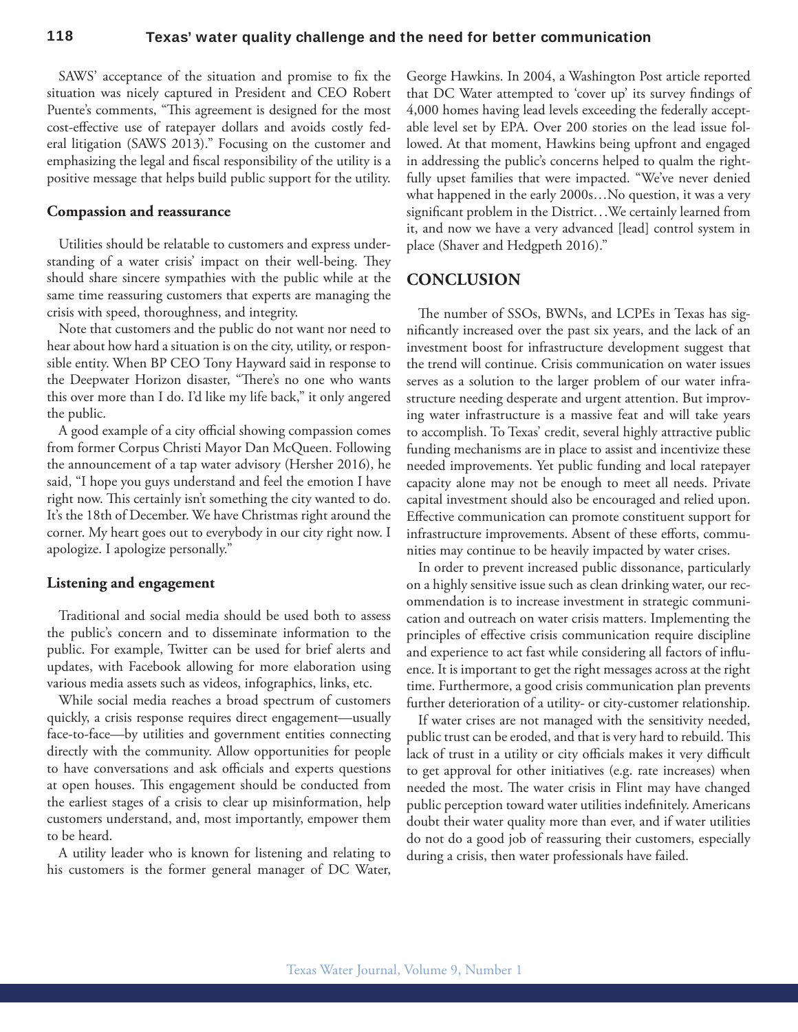SAWS' acceptance of the situation and promise to fix the situation was nicely captured in President and CEO Robert Puente's comments, "This agreement is designed for the most cost-effective use of ratepayer dollars and avoids costly federal litigation (SAWS 2013)." Focusing on the customer and emphasizing the legal and fiscal responsibility of the utility is a positive message that helps build public support for the utility.

### Compassion and reassurance

Utilities should be relatable to customers and express understanding of a water crisis' impact on their well-being. They should share sincere sympathies with the public while at the same time reassuring customers that experts are managing the crisis with speed, thoroughness, and integrity.

Note that customers and the public do not want nor need to hear about how hard a situation is on the city, utility, or responsible entity. When BP CEO Tony Hayward said in response to the Deepwater Horizon disaster, "There's no one who wants this over more than I do. I'd like my life back," it only angered the public.

A good example of a city official showing compassion comes from former Corpus Christi Mayor Dan McQueen. Following the announcement of a tap water advisory (Hersher 2016), he said, "I hope you guys understand and feel the emotion I have right now. This certainly isn't something the city wanted to do. It's the 18th of December. We have Christmas right around the corner. My heart goes out to everybody in our city right now. I apologize. I apologize personally."

### Listening and engagement

Traditional and social media should be used both to assess the public's concern and to disseminate information to the public. For example, Twitter can be used for brief alerts and updates, with Facebook allowing for more elaboration using various media assets such as videos, infographics, links, etc.

While social media reaches a broad spectrum of customers quickly, a crisis response requires direct engagement—usually face-to-face—by utilities and government entities connecting directly with the community. Allow opportunities for people to have conversations and ask officials and experts questions at open houses. This engagement should be conducted from the earliest stages of a crisis to clear up misinformation, help customers understand, and, most importantly, empower them to be heard.

A utility leader who is known for listening and relating to his customers is the former general manager of DC Water, George Hawkins. In 2004, a Washington Post article reported that DC Water attempted to 'cover up' its survey findings of 4,000 homes having lead levels exceeding the federally acceptable level set by EPA. Over 200 stories on the lead issue followed. At that moment, Hawkins being upfront and engaged in addressing the public's concerns helped to qualm the rightfully upset families that were impacted. "We've never denied what happened in the early 2000s…No question, it was a very significant problem in the District…We certainly learned from it, and now we have a very advanced [lead] control system in place (Shaver and Hedgpeth 2016)."

## CONCLUSION

The number of SSOs, BWNs, and LCPEs in Texas has significantly increased over the past six years, and the lack of an investment boost for infrastructure development suggest that the trend will continue. Crisis communication on water issues serves as a solution to the larger problem of our water infrastructure needing desperate and urgent attention. But improving water infrastructure is a massive feat and will take years to accomplish. To Texas' credit, several highly attractive public funding mechanisms are in place to assist and incentivize these needed improvements. Yet public funding and local ratepayer capacity alone may not be enough to meet all needs. Private capital investment should also be encouraged and relied upon. Effective communication can promote constituent support for infrastructure improvements. Absent of these efforts, communities may continue to be heavily impacted by water crises.

In order to prevent increased public dissonance, particularly on a highly sensitive issue such as clean drinking water, our recommendation is to increase investment in strategic communication and outreach on water crisis matters. Implementing the principles of effective crisis communication require discipline and experience to act fast while considering all factors of influence. It is important to get the right messages across at the right time. Furthermore, a good crisis communication plan prevents further deterioration of a utility- or city-customer relationship.

If water crises are not managed with the sensitivity needed, public trust can be eroded, and that is very hard to rebuild. This lack of trust in a utility or city officials makes it very difficult to get approval for other initiatives (e.g. rate increases) when needed the most. The water crisis in Flint may have changed public perception toward water utilities indefinitely. Americans doubt their water quality more than ever, and if water utilities do not do a good job of reassuring their customers, especially during a crisis, then water professionals have failed.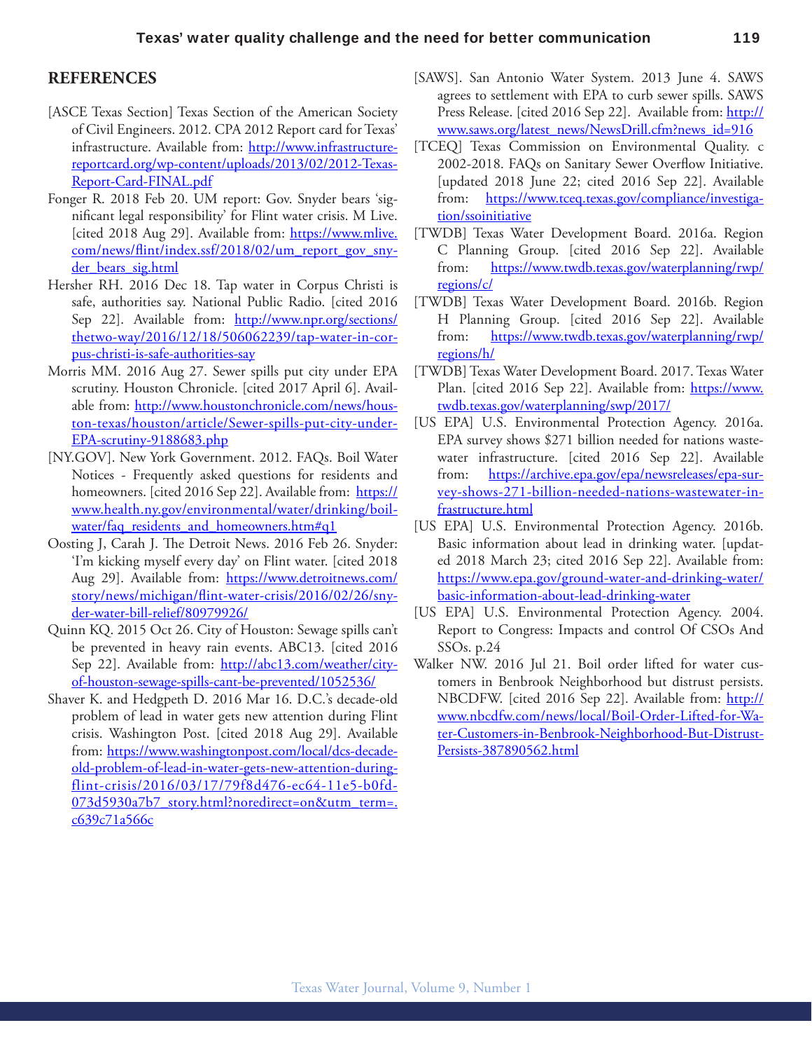## REFERENCES

[ASCE Texas Section] Texas Section of the American Society of Civil Engineers. 2012. CPA 2012 Report card for Texas' infrastructure. Available from: http://www.infrastructurereportcard.org/wp-content/uploads/2013/02/2012-Texas-Report-Card-FINAL.pdf

Fonger R. 2018 Feb 20. UM report: Gov. Snyder bears 'significant legal responsibility' for Flint water crisis. M Live. [cited 2018 Aug 29]. Available from: https://www.mlive.com/news/flint/index.ssf/2018/02/um_report_gov_snyder_bears_sig.html

Hersher RH. 2016 Dec 18. Tap water in Corpus Christi is safe, authorities say. National Public Radio. [cited 2016 Sep 22]. Available from: http://www.npr.org/sections/thetwo-way/2016/12/18/506062239/tap-water-in-corpus-christi-is-safe-authorities-say

Morris MM. 2016 Aug 27. Sewer spills put city under EPA scrutiny. Houston Chronicle. [cited 2017 April 6]. Available from: http://www.houstonchronicle.com/news/houston-texas/houston/article/Sewer-spills-put-city-under-EPA-scrutiny-9188683.php

[NY.GOV]. New York Government. 2012. FAQs. Boil Water Notices - Frequently asked questions for residents and homeowners. [cited 2016 Sep 22]. Available from: https://www.health.ny.gov/environmental/water/drinking/boilwater/faq_residents_and_homeowners.htm#q1

Oosting J, Carah J. The Detroit News. 2016 Feb 26. Snyder: 'I'm kicking myself every day' on Flint water. [cited 2018 Aug 29]. Available from: https://www.detroitnews.com/story/news/michigan/flint-water-crisis/2016/02/26/snyder-water-bill-relief/80979926/

Quinn KQ. 2015 Oct 26. City of Houston: Sewage spills can't be prevented in heavy rain events. ABC13. [cited 2016 Sep 22]. Available from: http://abc13.com/weather/city-of-houston-sewage-spills-cant-be-prevented/1052536/

Shaver K. and Hedgpeth D. 2016 Mar 16. D.C.'s decade-old problem of lead in water gets new attention during Flint crisis. Washington Post. [cited 2018 Aug 29]. Available from: https://www.washingtonpost.com/local/dcs-decade-old-problem-of-lead-in-water-gets-new-attention-during-flint-crisis/2016/03/17/79f8d476-ec64-11e5-b0fd-073d5930a7b7_story.html?noredirect=on&utm_term=.c639c71a566c

[SAWS]. San Antonio Water System. 2013 June 4. SAWS agrees to settlement with EPA to curb sewer spills. SAWS Press Release. [cited 2016 Sep 22]. Available from: http://www.saws.org/latest_news/NewsDrill.cfm?news_id=916

[TCEQ] Texas Commission on Environmental Quality. c 2002-2018. FAQs on Sanitary Sewer Overflow Initiative. [updated 2018 June 22; cited 2016 Sep 22]. Available from: https://www.tceq.texas.gov/compliance/investigation/ssoinitiative

[TWDB] Texas Water Development Board. 2016a. Region C Planning Group. [cited 2016 Sep 22]. Available from: https://www.twdb.texas.gov/waterplanning/rwp/regions/c/

[TWDB] Texas Water Development Board. 2016b. Region H Planning Group. [cited 2016 Sep 22]. Available from: https://www.twdb.texas.gov/waterplanning/rwp/regions/h/

[TWDB] Texas Water Development Board. 2017. Texas Water Plan. [cited 2016 Sep 22]. Available from: https://www.twdb.texas.gov/waterplanning/swp/2017/

[US EPA] U.S. Environmental Protection Agency. 2016a. EPA survey shows $271 billion needed for nations wastewater infrastructure. [cited 2016 Sep 22]. Available from: https://archive.epa.gov/epa/newsreleases/epa-survey-shows-271-billion-needed-nations-wastewater-infrastructure.html

[US EPA] U.S. Environmental Protection Agency. 2016b. Basic information about lead in drinking water. [updated 2018 March 23; cited 2016 Sep 22]. Available from: https://www.epa.gov/ground-water-and-drinking-water/basic-information-about-lead-drinking-water

[US EPA] U.S. Environmental Protection Agency. 2004. Report to Congress: Impacts and control Of CSOs And SSOs. p.24

Walker NW. 2016 Jul 21. Boil order lifted for water customers in Benbrook Neighborhood but distrust persists. NBCDFW. [cited 2016 Sep 22]. Available from: http://www.nbcdfw.com/news/local/Boil-Order-Lifted-for-Water-Customers-in-Benbrook-Neighborhood-But-Distrust-Persists-387890562.html